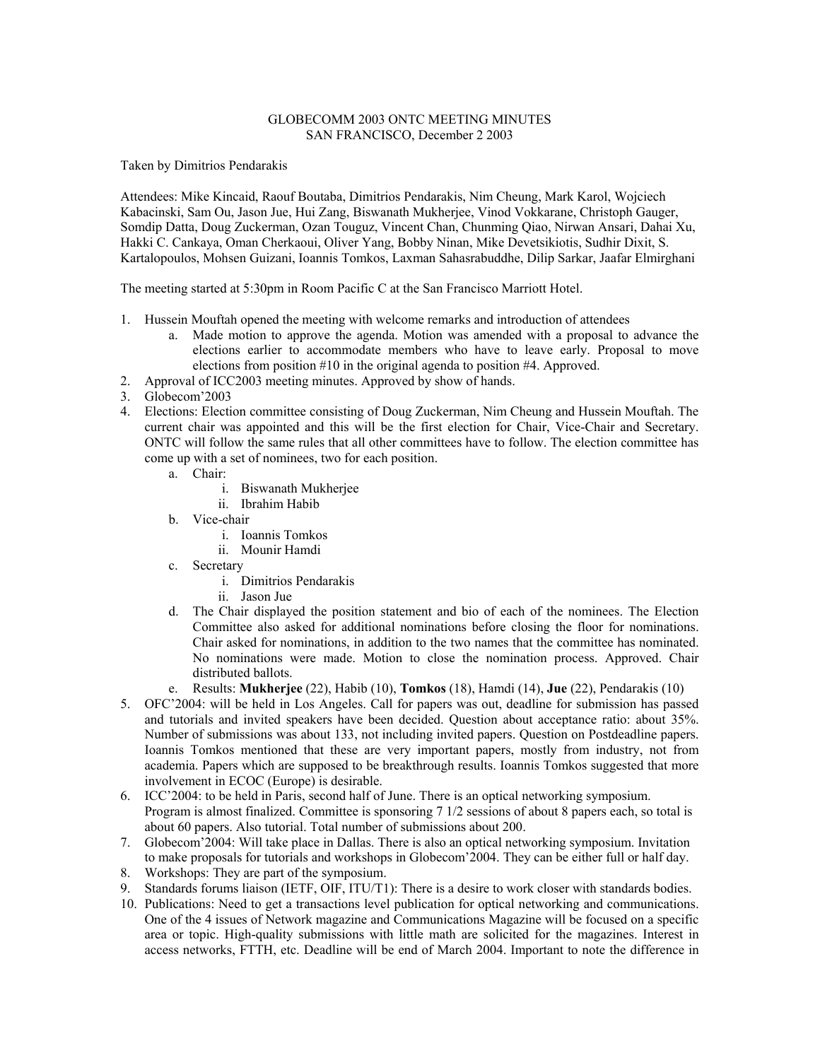GLOBECOMM 2003 ONTC MEETING MINUTES
SAN FRANCISCO, December 2 2003

Taken by Dimitrios Pendarakis

Attendees: Mike Kincaid, Raouf Boutaba, Dimitrios Pendarakis, Nim Cheung, Mark Karol, Wojciech Kabacinski, Sam Ou, Jason Jue, Hui Zang, Biswanath Mukherjee, Vinod Vokkarane, Christoph Gauger, Somdip Datta, Doug Zuckerman, Ozan Touguz, Vincent Chan, Chunming Qiao, Nirwan Ansari, Dahai Xu, Hakki C. Cankaya, Oman Cherkaoui, Oliver Yang, Bobby Ninan, Mike Devetsikiotis, Sudhir Dixit, S. Kartalopoulos, Mohsen Guizani, Ioannis Tomkos, Laxman Sahasrabuddhe, Dilip Sarkar, Jaafar Elmirghani

The meeting started at 5:30pm in Room Pacific C at the San Francisco Marriott Hotel.

1. Hussein Mouftah opened the meeting with welcome remarks and introduction of attendees
    a. Made motion to approve the agenda. Motion was amended with a proposal to advance the elections earlier to accommodate members who have to leave early. Proposal to move elections from position #10 in the original agenda to position #4. Approved.
2. Approval of ICC2003 meeting minutes. Approved by show of hands.
3. Globecom'2003
4. Elections: Election committee consisting of Doug Zuckerman, Nim Cheung and Hussein Mouftah. The current chair was appointed and this will be the first election for Chair, Vice-Chair and Secretary. ONTC will follow the same rules that all other committees have to follow. The election committee has come up with a set of nominees, two for each position.
    a. Chair:
        i. Biswanath Mukherjee
        ii. Ibrahim Habib
    b. Vice-chair
        i. Ioannis Tomkos
        ii. Mounir Hamdi
    c. Secretary
        i. Dimitrios Pendarakis
        ii. Jason Jue
    d. The Chair displayed the position statement and bio of each of the nominees. The Election Committee also asked for additional nominations before closing the floor for nominations. Chair asked for nominations, in addition to the two names that the committee has nominated. No nominations were made. Motion to close the nomination process. Approved. Chair distributed ballots.
    e. Results: **Mukherjee** (22), Habib (10), **Tomkos** (18), Hamdi (14), **Jue** (22), Pendarakis (10)
5. OFC'2004: will be held in Los Angeles. Call for papers was out, deadline for submission has passed and tutorials and invited speakers have been decided. Question about acceptance ratio: about 35%. Number of submissions was about 133, not including invited papers. Question on Postdeadline papers. Ioannis Tomkos mentioned that these are very important papers, mostly from industry, not from academia. Papers which are supposed to be breakthrough results. Ioannis Tomkos suggested that more involvement in ECOC (Europe) is desirable.
6. ICC'2004: to be held in Paris, second half of June. There is an optical networking symposium. Program is almost finalized. Committee is sponsoring 7 1/2 sessions of about 8 papers each, so total is about 60 papers. Also tutorial. Total number of submissions about 200.
7. Globecom'2004: Will take place in Dallas. There is also an optical networking symposium. Invitation to make proposals for tutorials and workshops in Globecom'2004. They can be either full or half day.
8. Workshops: They are part of the symposium.
9. Standards forums liaison (IETF, OIF, ITU/T1): There is a desire to work closer with standards bodies.
10. Publications: Need to get a transactions level publication for optical networking and communications. One of the 4 issues of Network magazine and Communications Magazine will be focused on a specific area or topic. High-quality submissions with little math are solicited for the magazines. Interest in access networks, FTTH, etc. Deadline will be end of March 2004. Important to note the difference in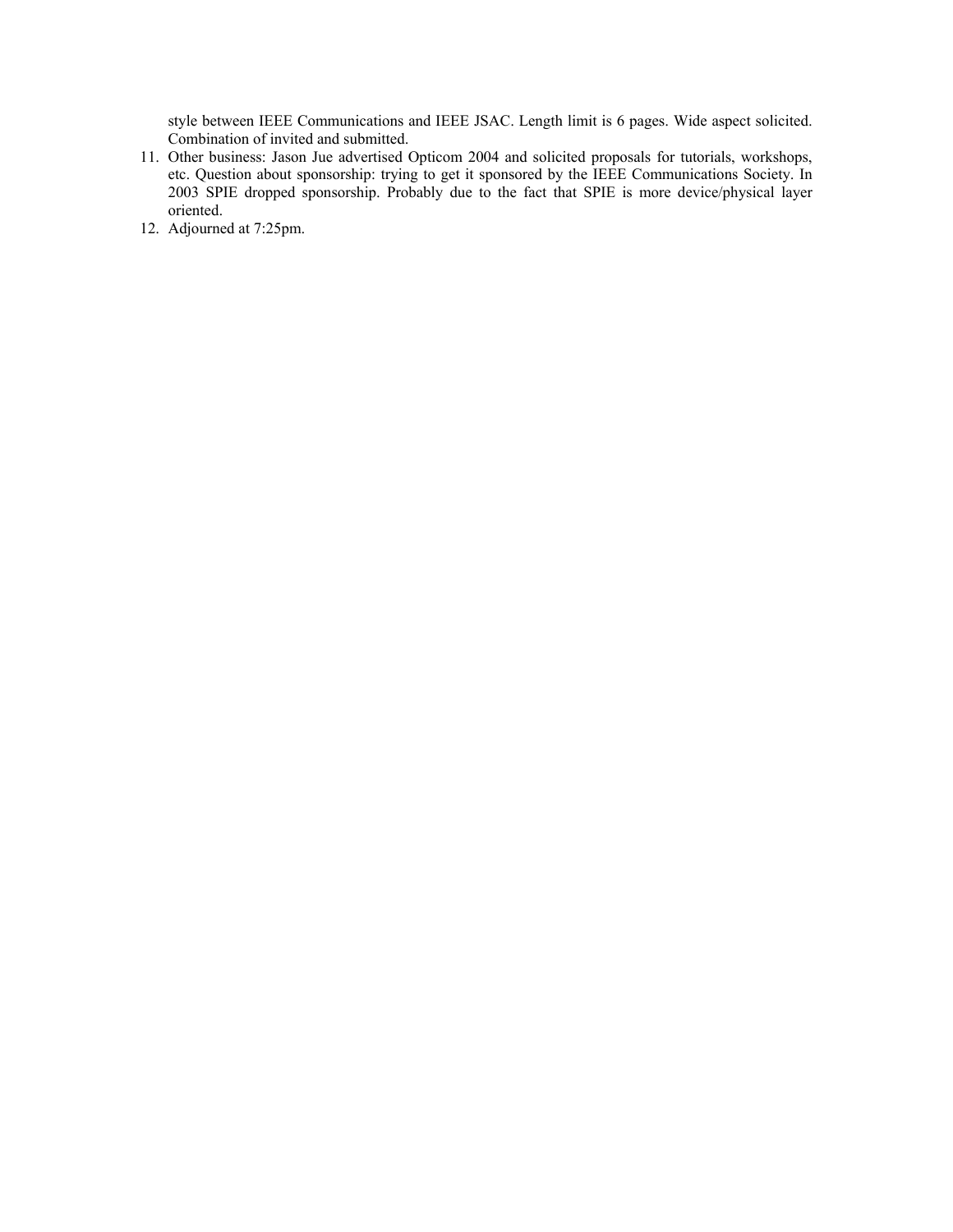style between IEEE Communications and IEEE JSAC. Length limit is 6 pages. Wide aspect solicited. Combination of invited and submitted.

11. Other business: Jason Jue advertised Opticom 2004 and solicited proposals for tutorials, workshops, etc. Question about sponsorship: trying to get it sponsored by the IEEE Communications Society. In 2003 SPIE dropped sponsorship. Probably due to the fact that SPIE is more device/physical layer oriented.
12. Adjourned at 7:25pm.